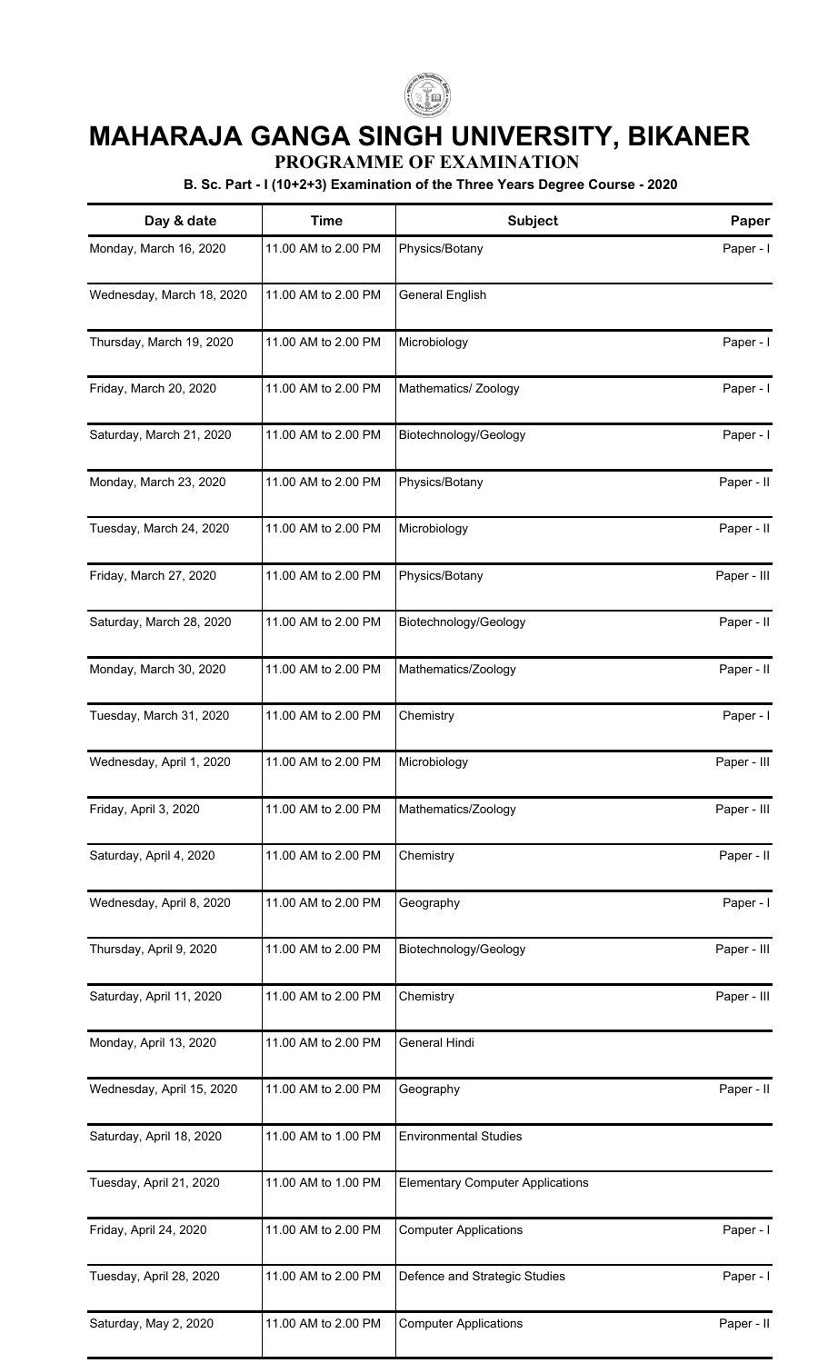# MAHARAJA GANGA SINGH UNIVERSITY, BIKANER

## PROGRAMME OF EXAMINATION

### B. Sc. Part - I (10+2+3) Examination of the Three Years Degree Course - 2020

| Day & date | Time | Subject | Paper |
|---|---|---|---|
| Monday, March 16, 2020 | 11.00 AM to 2.00 PM | Physics/Botany | Paper - I |
| Wednesday, March 18, 2020 | 11.00 AM to 2.00 PM | General English | |
| Thursday, March 19, 2020 | 11.00 AM to 2.00 PM | Microbiology | Paper - I |
| Friday, March 20, 2020 | 11.00 AM to 2.00 PM | Mathematics/ Zoology | Paper - I |
| Saturday, March 21, 2020 | 11.00 AM to 2.00 PM | Biotechnology/Geology | Paper - I |
| Monday, March 23, 2020 | 11.00 AM to 2.00 PM | Physics/Botany | Paper - II |
| Tuesday, March 24, 2020 | 11.00 AM to 2.00 PM | Microbiology | Paper - II |
| Friday, March 27, 2020 | 11.00 AM to 2.00 PM | Physics/Botany | Paper - III |
| Saturday, March 28, 2020 | 11.00 AM to 2.00 PM | Biotechnology/Geology | Paper - II |
| Monday, March 30, 2020 | 11.00 AM to 2.00 PM | Mathematics/Zoology | Paper - II |
| Tuesday, March 31, 2020 | 11.00 AM to 2.00 PM | Chemistry | Paper - I |
| Wednesday, April 1, 2020 | 11.00 AM to 2.00 PM | Microbiology | Paper - III |
| Friday, April 3, 2020 | 11.00 AM to 2.00 PM | Mathematics/Zoology | Paper - III |
| Saturday, April 4, 2020 | 11.00 AM to 2.00 PM | Chemistry | Paper - II |
| Wednesday, April 8, 2020 | 11.00 AM to 2.00 PM | Geography | Paper - I |
| Thursday, April 9, 2020 | 11.00 AM to 2.00 PM | Biotechnology/Geology | Paper - III |
| Saturday, April 11, 2020 | 11.00 AM to 2.00 PM | Chemistry | Paper - III |
| Monday, April 13, 2020 | 11.00 AM to 2.00 PM | General Hindi | |
| Wednesday, April 15, 2020 | 11.00 AM to 2.00 PM | Geography | Paper - II |
| Saturday, April 18, 2020 | 11.00 AM to 1.00 PM | Environmental Studies | |
| Tuesday, April 21, 2020 | 11.00 AM to 1.00 PM | Elementary Computer Applications | |
| Friday, April 24, 2020 | 11.00 AM to 2.00 PM | Computer Applications | Paper - I |
| Tuesday, April 28, 2020 | 11.00 AM to 2.00 PM | Defence and Strategic Studies | Paper - I |
| Saturday, May 2, 2020 | 11.00 AM to 2.00 PM | Computer Applications | Paper - II |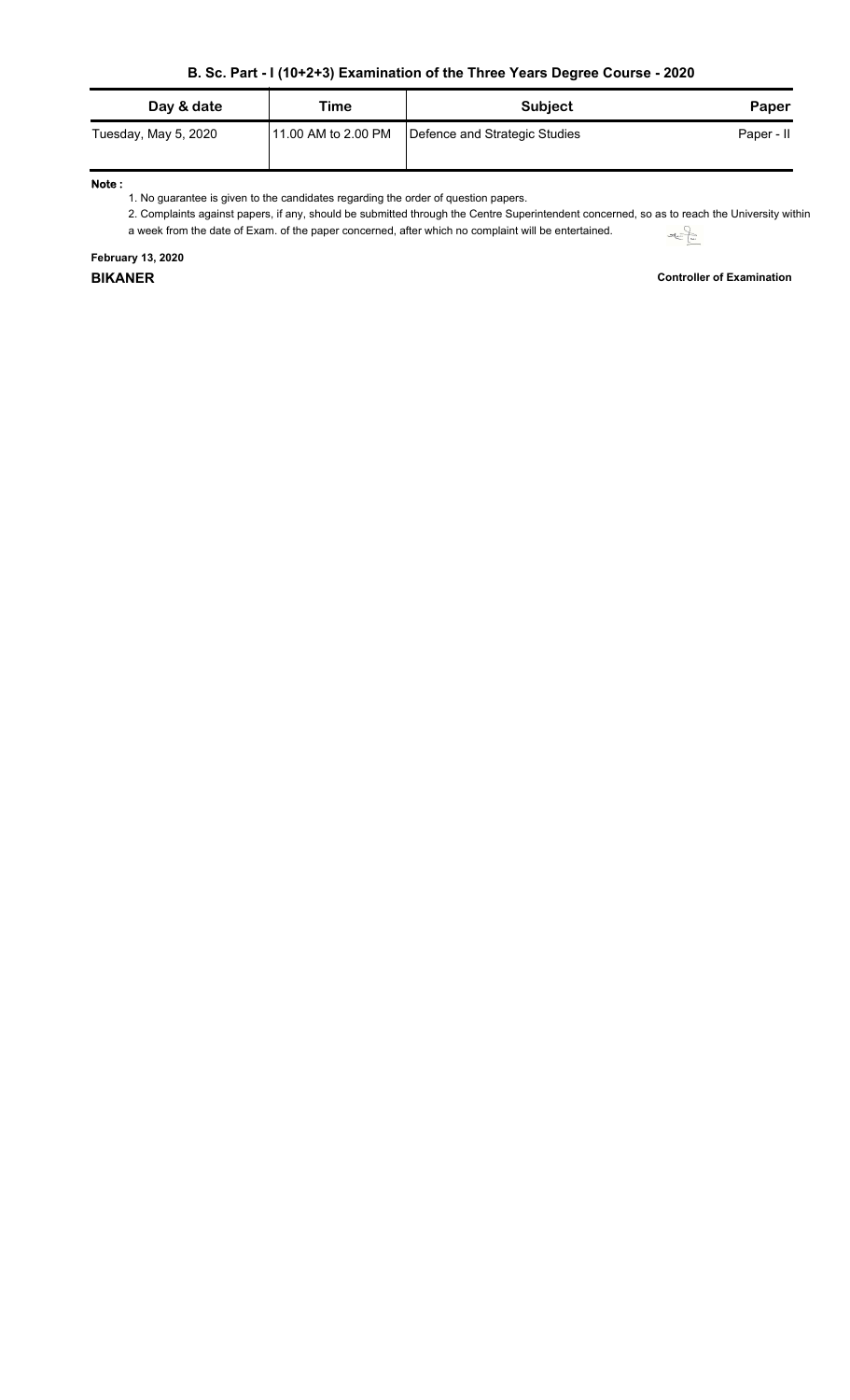**B. Sc. Part - I (10+2+3) Examination of the Three Years Degree Course - 2020**

| Day & date | Time | Subject | Paper |
|---|---|---|---|
| Tuesday, May 5, 2020 | 11.00 AM to 2.00 PM | Defence and Strategic Studies | Paper - II |

**Note :**

1. No guarantee is given to the candidates regarding the order of question papers.
2. Complaints against papers, if any, should be submitted through the Centre Superintendent concerned, so as to reach the University within a week from the date of Exam. of the paper concerned, after which no complaint will be entertained.

**February 13, 2020**

**BIKANER**

**Controller of Examination**